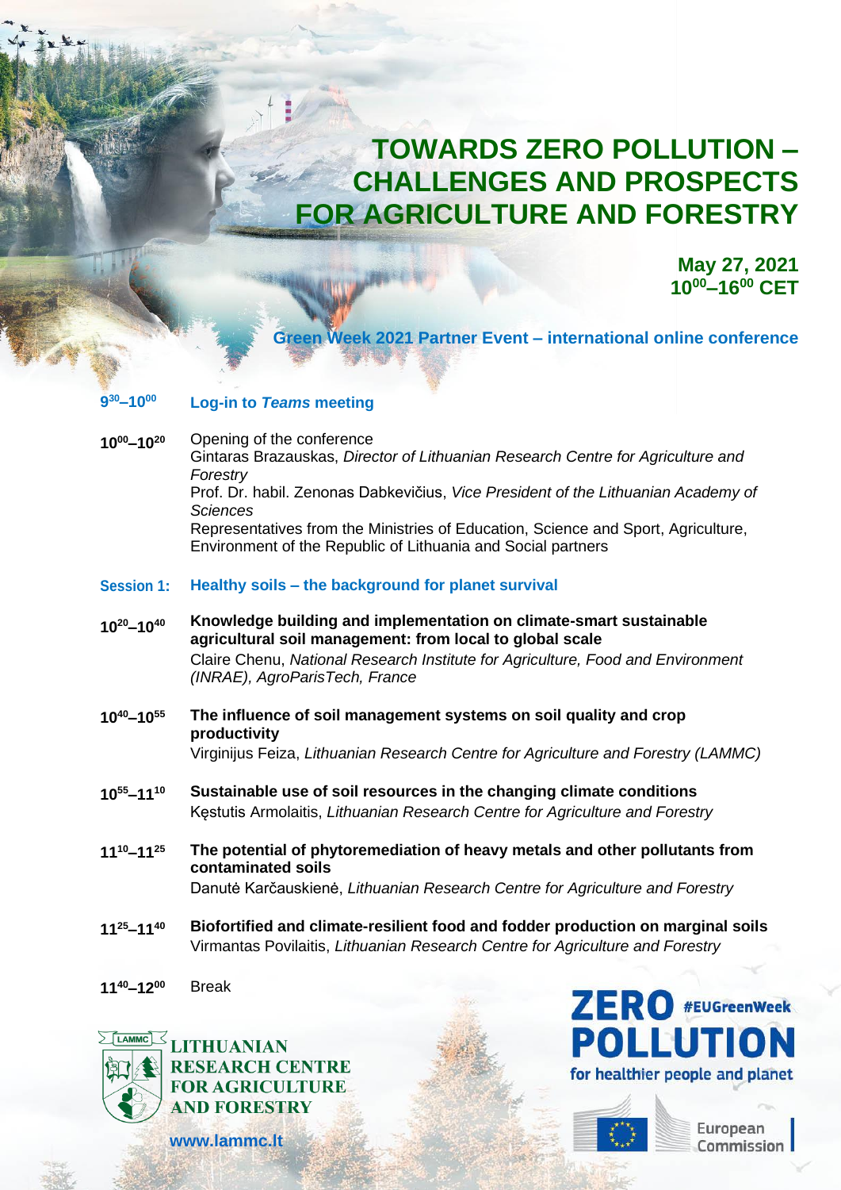# TOWARDS ZERO POLLUTION – CHALLENGES AND PROSPECTS FOR AGRICULTURE AND FORESTRY

**May 27, 2021**
**$10^{00}$–$16^{00}$ CET**

**Green Week 2021 Partner Event – international online conference**

**$9^{30}$–$10^{00}$** **Log-in to *Teams* meeting**

**$10^{00}$–$10^{20}$** Opening of the conference
Gintaras Brazauskas, *Director of Lithuanian Research Centre for Agriculture and Forestry*
Prof. Dr. habil. Zenonas Dabkevičius, *Vice President of the Lithuanian Academy of Sciences*
Representatives from the Ministries of Education, Science and Sport, Agriculture, Environment of the Republic of Lithuania and Social partners

## Session 1: Healthy soils – the background for planet survival

**$10^{20}$–$10^{40}$** **Knowledge building and implementation on climate-smart sustainable agricultural soil management: from local to global scale**
Claire Chenu, *National Research Institute for Agriculture, Food and Environment (INRAE), AgroParisTech, France*

**$10^{40}$–$10^{55}$** **The influence of soil management systems on soil quality and crop productivity**
Virginijus Feiza, *Lithuanian Research Centre for Agriculture and Forestry (LAMMC)*

**$10^{55}$–$11^{10}$** **Sustainable use of soil resources in the changing climate conditions**
Kęstutis Armolaitis, *Lithuanian Research Centre for Agriculture and Forestry*

**$11^{10}$–$11^{25}$** **The potential of phytoremediation of heavy metals and other pollutants from contaminated soils**
Danutė Karčauskienė, *Lithuanian Research Centre for Agriculture and Forestry*

**$11^{25}$–$11^{40}$** **Biofortified and climate-resilient food and fodder production on marginal soils**
Virmantas Povilaitis, *Lithuanian Research Centre for Agriculture and Forestry*

**$11^{40}$–$12^{00}$** Break

LAMMC LITHUANIAN RESEARCH CENTRE FOR AGRICULTURE AND FORESTRY

www.lammc.lt

ZERO POLLUTION #EUGreenWeek for healthier people and planet

European Commission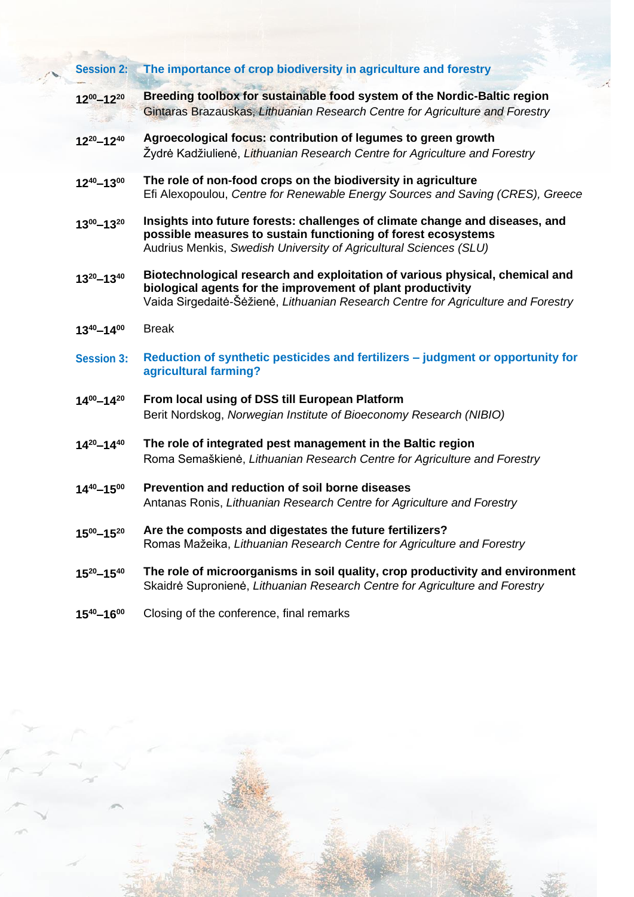## Session 2: The importance of crop biodiversity in agriculture and forestry

**$12^{00}$–$12^{20}$** **Breeding toolbox for sustainable food system of the Nordic-Baltic region**
Gintaras Brazauskas, *Lithuanian Research Centre for Agriculture and Forestry*

**$12^{20}$–$12^{40}$** **Agroecological focus: contribution of legumes to green growth**
Žydrė Kadžiulienė, *Lithuanian Research Centre for Agriculture and Forestry*

**$12^{40}$–$13^{00}$** **The role of non-food crops on the biodiversity in agriculture**
Efi Alexopoulou, *Centre for Renewable Energy Sources and Saving (CRES), Greece*

**$13^{00}$–$13^{20}$** **Insights into future forests: challenges of climate change and diseases, and possible measures to sustain functioning of forest ecosystems**
Audrius Menkis, *Swedish University of Agricultural Sciences (SLU)*

**$13^{20}$–$13^{40}$** **Biotechnological research and exploitation of various physical, chemical and biological agents for the improvement of plant productivity**
Vaida Sirgedaitė-Šėžienė, *Lithuanian Research Centre for Agriculture and Forestry*

**$13^{40}$–$14^{00}$** Break

## Session 3: Reduction of synthetic pesticides and fertilizers – judgment or opportunity for agricultural farming?

**$14^{00}$–$14^{20}$** **From local using of DSS till European Platform**
Berit Nordskog, *Norwegian Institute of Bioeconomy Research (NIBIO)*

**$14^{20}$–$14^{40}$** **The role of integrated pest management in the Baltic region**
Roma Semaškienė, *Lithuanian Research Centre for Agriculture and Forestry*

**$14^{40}$–$15^{00}$** **Prevention and reduction of soil borne diseases**
Antanas Ronis, *Lithuanian Research Centre for Agriculture and Forestry*

**$15^{00}$–$15^{20}$** **Are the composts and digestates the future fertilizers?**
Romas Mažeika, *Lithuanian Research Centre for Agriculture and Forestry*

**$15^{20}$–$15^{40}$** **The role of microorganisms in soil quality, crop productivity and environment**
Skaidrė Supronienė, *Lithuanian Research Centre for Agriculture and Forestry*

**$15^{40}$–$16^{00}$** Closing of the conference, final remarks